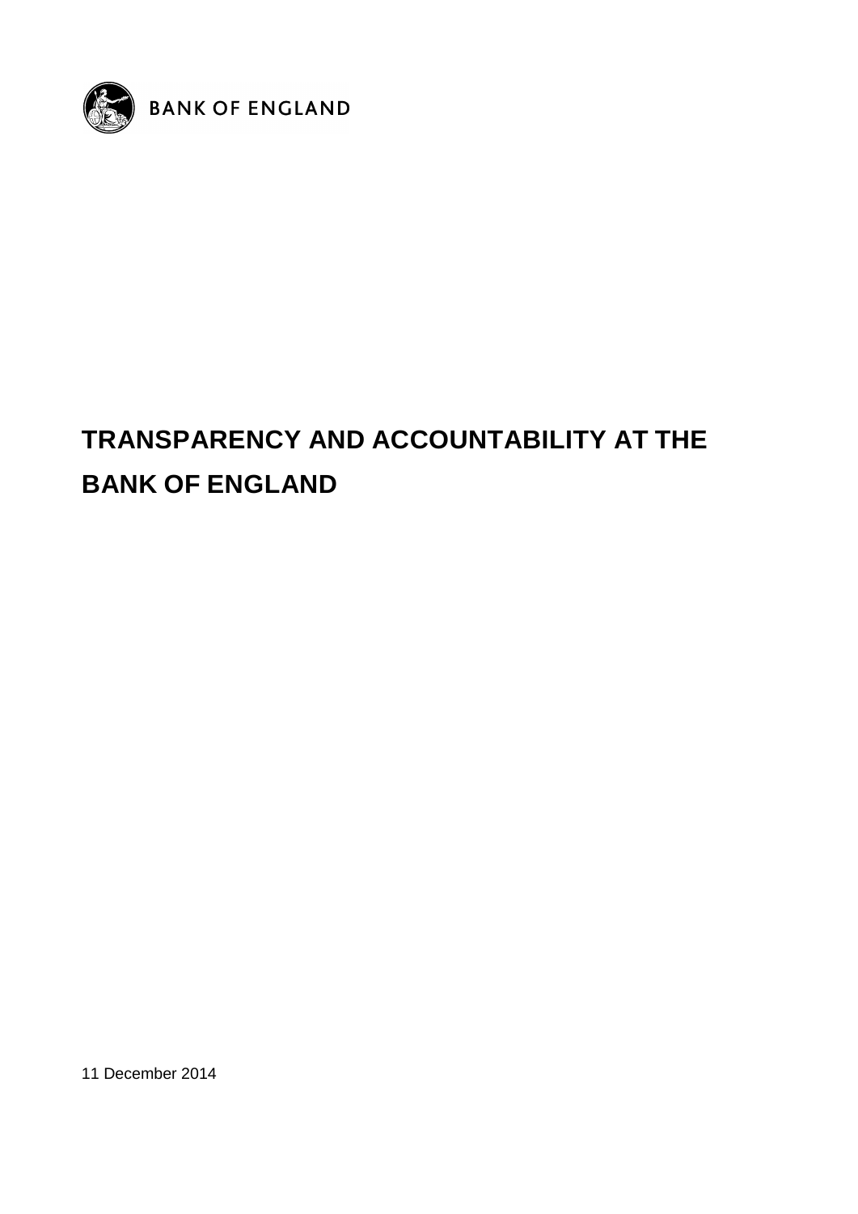BANK OF ENGLAND

# TRANSPARENCY AND ACCOUNTABILITY AT THE BANK OF ENGLAND

11 December 2014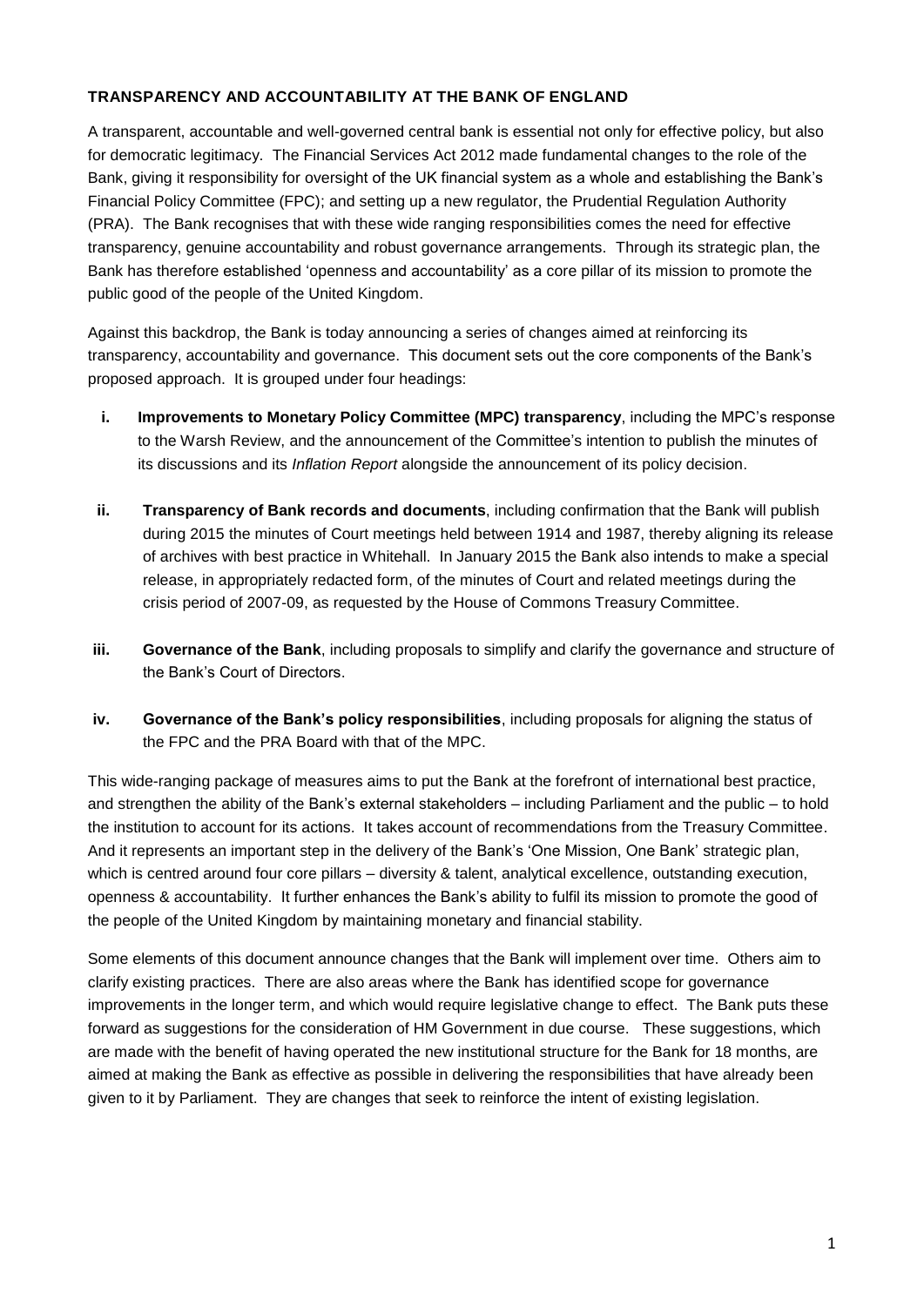**TRANSPARENCY AND ACCOUNTABILITY AT THE BANK OF ENGLAND**

A transparent, accountable and well-governed central bank is essential not only for effective policy, but also for democratic legitimacy. The Financial Services Act 2012 made fundamental changes to the role of the Bank, giving it responsibility for oversight of the UK financial system as a whole and establishing the Bank's Financial Policy Committee (FPC); and setting up a new regulator, the Prudential Regulation Authority (PRA). The Bank recognises that with these wide ranging responsibilities comes the need for effective transparency, genuine accountability and robust governance arrangements. Through its strategic plan, the Bank has therefore established 'openness and accountability' as a core pillar of its mission to promote the public good of the people of the United Kingdom.

Against this backdrop, the Bank is today announcing a series of changes aimed at reinforcing its transparency, accountability and governance. This document sets out the core components of the Bank's proposed approach. It is grouped under four headings:

- **i. Improvements to Monetary Policy Committee (MPC) transparency**, including the MPC's response to the Warsh Review, and the announcement of the Committee's intention to publish the minutes of its discussions and its *Inflation Report* alongside the announcement of its policy decision.

- **ii. Transparency of Bank records and documents**, including confirmation that the Bank will publish during 2015 the minutes of Court meetings held between 1914 and 1987, thereby aligning its release of archives with best practice in Whitehall. In January 2015 the Bank also intends to make a special release, in appropriately redacted form, of the minutes of Court and related meetings during the crisis period of 2007-09, as requested by the House of Commons Treasury Committee.

- **iii. Governance of the Bank**, including proposals to simplify and clarify the governance and structure of the Bank's Court of Directors.

- **iv. Governance of the Bank's policy responsibilities**, including proposals for aligning the status of the FPC and the PRA Board with that of the MPC.

This wide-ranging package of measures aims to put the Bank at the forefront of international best practice, and strengthen the ability of the Bank's external stakeholders – including Parliament and the public – to hold the institution to account for its actions. It takes account of recommendations from the Treasury Committee. And it represents an important step in the delivery of the Bank's 'One Mission, One Bank' strategic plan, which is centred around four core pillars – diversity & talent, analytical excellence, outstanding execution, openness & accountability. It further enhances the Bank's ability to fulfil its mission to promote the good of the people of the United Kingdom by maintaining monetary and financial stability.

Some elements of this document announce changes that the Bank will implement over time. Others aim to clarify existing practices. There are also areas where the Bank has identified scope for governance improvements in the longer term, and which would require legislative change to effect. The Bank puts these forward as suggestions for the consideration of HM Government in due course. These suggestions, which are made with the benefit of having operated the new institutional structure for the Bank for 18 months, are aimed at making the Bank as effective as possible in delivering the responsibilities that have already been given to it by Parliament. They are changes that seek to reinforce the intent of existing legislation.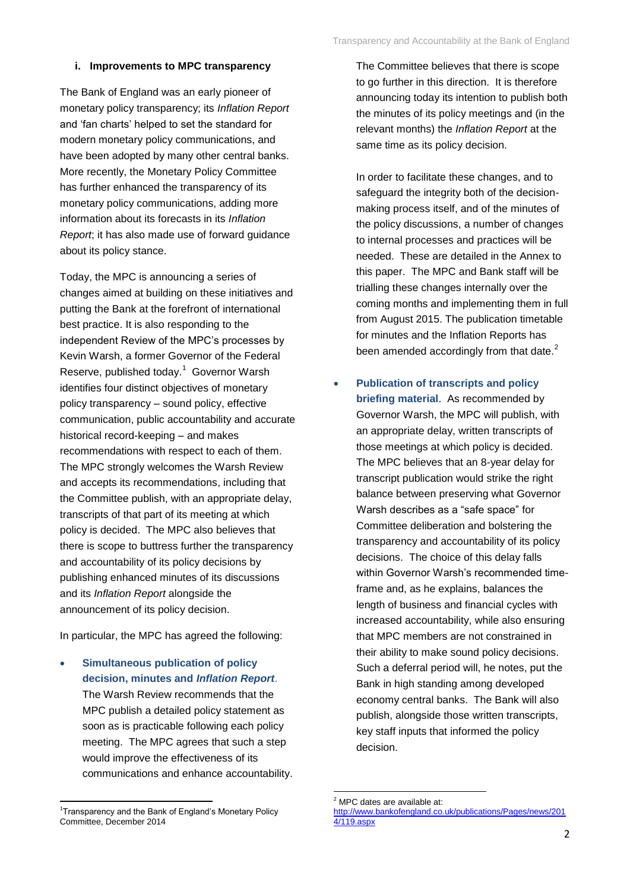### i. Improvements to MPC transparency

The Bank of England was an early pioneer of monetary policy transparency; its *Inflation Report* and 'fan charts' helped to set the standard for modern monetary policy communications, and have been adopted by many other central banks. More recently, the Monetary Policy Committee has further enhanced the transparency of its monetary policy communications, adding more information about its forecasts in its *Inflation Report*; it has also made use of forward guidance about its policy stance.

Today, the MPC is announcing a series of changes aimed at building on these initiatives and putting the Bank at the forefront of international best practice. It is also responding to the independent Review of the MPC's processes by Kevin Warsh, a former Governor of the Federal Reserve, published today.[1] Governor Warsh identifies four distinct objectives of monetary policy transparency – sound policy, effective communication, public accountability and accurate historical record-keeping – and makes recommendations with respect to each of them. The MPC strongly welcomes the Warsh Review and accepts its recommendations, including that the Committee publish, with an appropriate delay, transcripts of that part of its meeting at which policy is decided. The MPC also believes that there is scope to buttress further the transparency and accountability of its policy decisions by publishing enhanced minutes of its discussions and its *Inflation Report* alongside the announcement of its policy decision.

In particular, the MPC has agreed the following:

- **Simultaneous publication of policy decision, minutes and *Inflation Report*.** The Warsh Review recommends that the MPC publish a detailed policy statement as soon as is practicable following each policy meeting. The MPC agrees that such a step would improve the effectiveness of its communications and enhance accountability.

  The Committee believes that there is scope to go further in this direction. It is therefore announcing today its intention to publish both the minutes of its policy meetings and (in the relevant months) the *Inflation Report* at the same time as its policy decision.

  In order to facilitate these changes, and to safeguard the integrity both of the decision-making process itself, and of the minutes of the policy discussions, a number of changes to internal processes and practices will be needed. These are detailed in the Annex to this paper. The MPC and Bank staff will be trialling these changes internally over the coming months and implementing them in full from August 2015. The publication timetable for minutes and the Inflation Reports has been amended accordingly from that date.[2]

- **Publication of transcripts and policy briefing material**. As recommended by Governor Warsh, the MPC will publish, with an appropriate delay, written transcripts of those meetings at which policy is decided. The MPC believes that an 8-year delay for transcript publication would strike the right balance between preserving what Governor Warsh describes as a "safe space" for Committee deliberation and bolstering the transparency and accountability of its policy decisions. The choice of this delay falls within Governor Warsh's recommended time-frame and, as he explains, balances the length of business and financial cycles with increased accountability, while also ensuring that MPC members are not constrained in their ability to make sound policy decisions. Such a deferral period will, he notes, put the Bank in high standing among developed economy central banks. The Bank will also publish, alongside those written transcripts, key staff inputs that informed the policy decision.

---

[1] Transparency and the Bank of England's Monetary Policy Committee, December 2014

[2] MPC dates are available at: http://www.bankofengland.co.uk/publications/Pages/news/2014/119.aspx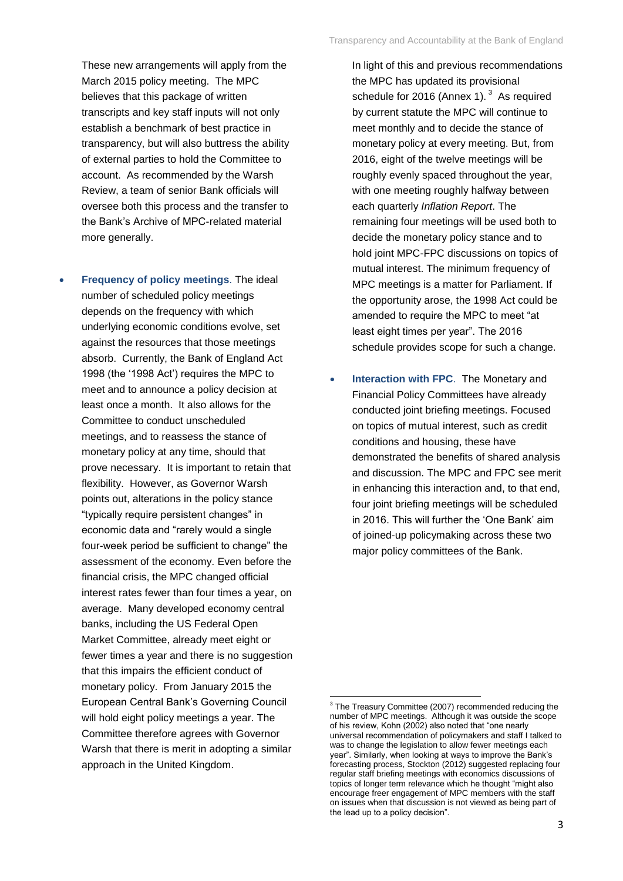These new arrangements will apply from the March 2015 policy meeting. The MPC believes that this package of written transcripts and key staff inputs will not only establish a benchmark of best practice in transparency, but will also buttress the ability of external parties to hold the Committee to account. As recommended by the Warsh Review, a team of senior Bank officials will oversee both this process and the transfer to the Bank's Archive of MPC-related material more generally.

- **Frequency of policy meetings**. The ideal number of scheduled policy meetings depends on the frequency with which underlying economic conditions evolve, set against the resources that those meetings absorb. Currently, the Bank of England Act 1998 (the '1998 Act') requires the MPC to meet and to announce a policy decision at least once a month. It also allows for the Committee to conduct unscheduled meetings, and to reassess the stance of monetary policy at any time, should that prove necessary. It is important to retain that flexibility. However, as Governor Warsh points out, alterations in the policy stance "typically require persistent changes" in economic data and "rarely would a single four-week period be sufficient to change" the assessment of the economy. Even before the financial crisis, the MPC changed official interest rates fewer than four times a year, on average. Many developed economy central banks, including the US Federal Open Market Committee, already meet eight or fewer times a year and there is no suggestion that this impairs the efficient conduct of monetary policy. From January 2015 the European Central Bank's Governing Council will hold eight policy meetings a year. The Committee therefore agrees with Governor Warsh that there is merit in adopting a similar approach in the United Kingdom.

  In light of this and previous recommendations the MPC has updated its provisional schedule for 2016 (Annex 1).[3] As required by current statute the MPC will continue to meet monthly and to decide the stance of monetary policy at every meeting. But, from 2016, eight of the twelve meetings will be roughly evenly spaced throughout the year, with one meeting roughly halfway between each quarterly *Inflation Report*. The remaining four meetings will be used both to decide the monetary policy stance and to hold joint MPC-FPC discussions on topics of mutual interest. The minimum frequency of MPC meetings is a matter for Parliament. If the opportunity arose, the 1998 Act could be amended to require the MPC to meet "at least eight times per year". The 2016 schedule provides scope for such a change.

- **Interaction with FPC**. The Monetary and Financial Policy Committees have already conducted joint briefing meetings. Focused on topics of mutual interest, such as credit conditions and housing, these have demonstrated the benefits of shared analysis and discussion. The MPC and FPC see merit in enhancing this interaction and, to that end, four joint briefing meetings will be scheduled in 2016. This will further the 'One Bank' aim of joined-up policymaking across these two major policy committees of the Bank.

[3] The Treasury Committee (2007) recommended reducing the number of MPC meetings. Although it was outside the scope of his review, Kohn (2002) also noted that "one nearly universal recommendation of policymakers and staff I talked to was to change the legislation to allow fewer meetings each year". Similarly, when looking at ways to improve the Bank's forecasting process, Stockton (2012) suggested replacing four regular staff briefing meetings with economics discussions of topics of longer term relevance which he thought "might also encourage freer engagement of MPC members with the staff on issues when that discussion is not viewed as being part of the lead up to a policy decision".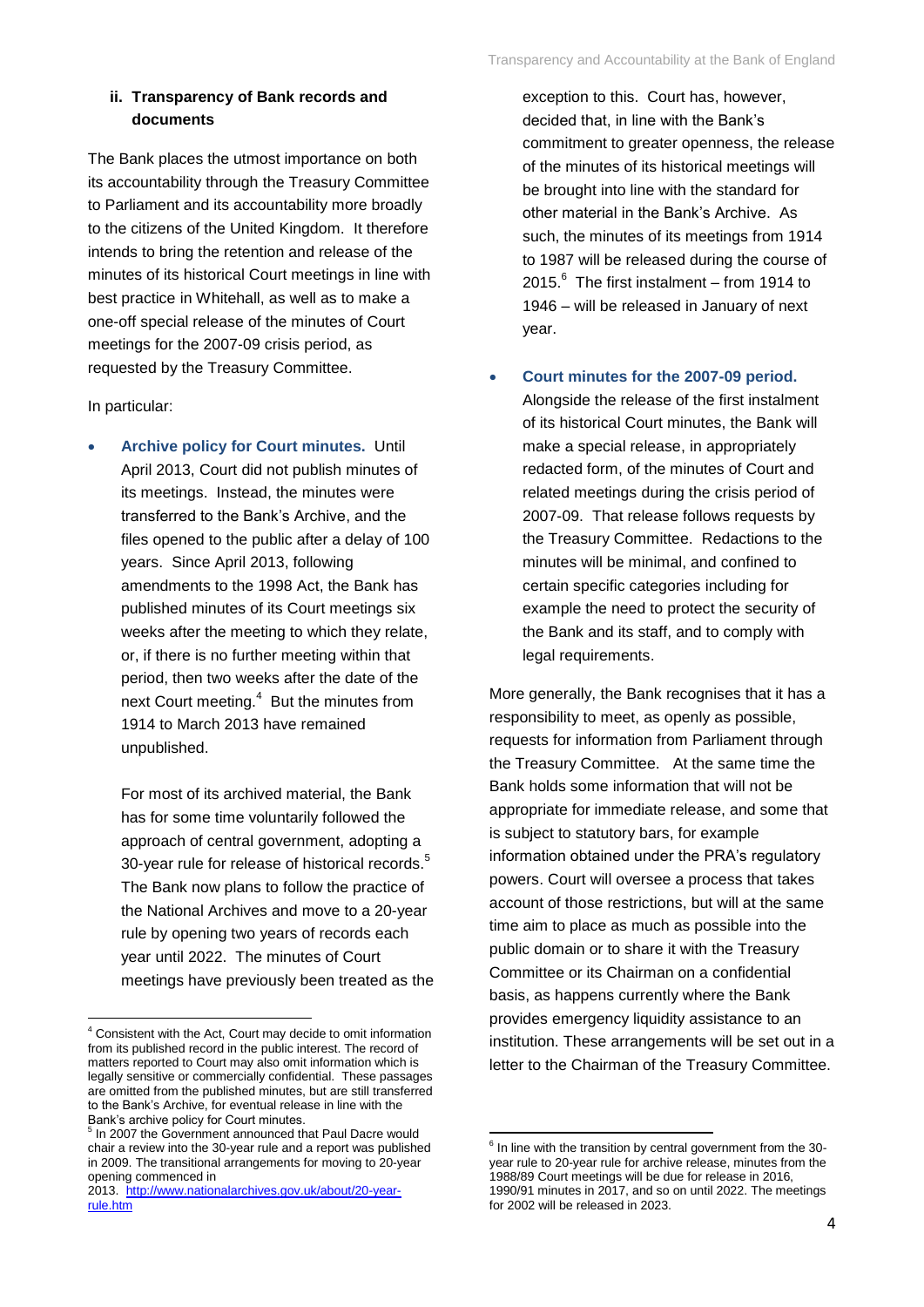### ii. Transparency of Bank records and documents

The Bank places the utmost importance on both its accountability through the Treasury Committee to Parliament and its accountability more broadly to the citizens of the United Kingdom. It therefore intends to bring the retention and release of the minutes of its historical Court meetings in line with best practice in Whitehall, as well as to make a one-off special release of the minutes of Court meetings for the 2007-09 crisis period, as requested by the Treasury Committee.

In particular:

- **Archive policy for Court minutes.** Until April 2013, Court did not publish minutes of its meetings. Instead, the minutes were transferred to the Bank's Archive, and the files opened to the public after a delay of 100 years. Since April 2013, following amendments to the 1998 Act, the Bank has published minutes of its Court meetings six weeks after the meeting to which they relate, or, if there is no further meeting within that period, then two weeks after the date of the next Court meeting.[4] But the minutes from 1914 to March 2013 have remained unpublished.

  For most of its archived material, the Bank has for some time voluntarily followed the approach of central government, adopting a 30-year rule for release of historical records.[5] The Bank now plans to follow the practice of the National Archives and move to a 20-year rule by opening two years of records each year until 2022. The minutes of Court meetings have previously been treated as the exception to this. Court has, however, decided that, in line with the Bank's commitment to greater openness, the release of the minutes of its historical meetings will be brought into line with the standard for other material in the Bank's Archive. As such, the minutes of its meetings from 1914 to 1987 will be released during the course of 2015.[6] The first instalment – from 1914 to 1946 – will be released in January of next year.

- **Court minutes for the 2007-09 period.** Alongside the release of the first instalment of its historical Court minutes, the Bank will make a special release, in appropriately redacted form, of the minutes of Court and related meetings during the crisis period of 2007-09. That release follows requests by the Treasury Committee. Redactions to the minutes will be minimal, and confined to certain specific categories including for example the need to protect the security of the Bank and its staff, and to comply with legal requirements.

More generally, the Bank recognises that it has a responsibility to meet, as openly as possible, requests for information from Parliament through the Treasury Committee. At the same time the Bank holds some information that will not be appropriate for immediate release, and some that is subject to statutory bars, for example information obtained under the PRA's regulatory powers. Court will oversee a process that takes account of those restrictions, but will at the same time aim to place as much as possible into the public domain or to share it with the Treasury Committee or its Chairman on a confidential basis, as happens currently where the Bank provides emergency liquidity assistance to an institution. These arrangements will be set out in a letter to the Chairman of the Treasury Committee.

---

[4] Consistent with the Act, Court may decide to omit information from its published record in the public interest. The record of matters reported to Court may also omit information which is legally sensitive or commercially confidential. These passages are omitted from the published minutes, but are still transferred to the Bank's Archive, for eventual release in line with the Bank's archive policy for Court minutes.

[5] In 2007 the Government announced that Paul Dacre would chair a review into the 30-year rule and a report was published in 2009. The transitional arrangements for moving to 20-year opening commenced in 2013. [http://www.nationalarchives.gov.uk/about/20-year-rule.htm](http://www.nationalarchives.gov.uk/about/20-year-rule.htm)

[6] In line with the transition by central government from the 30-year rule to 20-year rule for archive release, minutes from the 1988/89 Court meetings will be due for release in 2016, 1990/91 minutes in 2017, and so on until 2022. The meetings for 2002 will be released in 2023.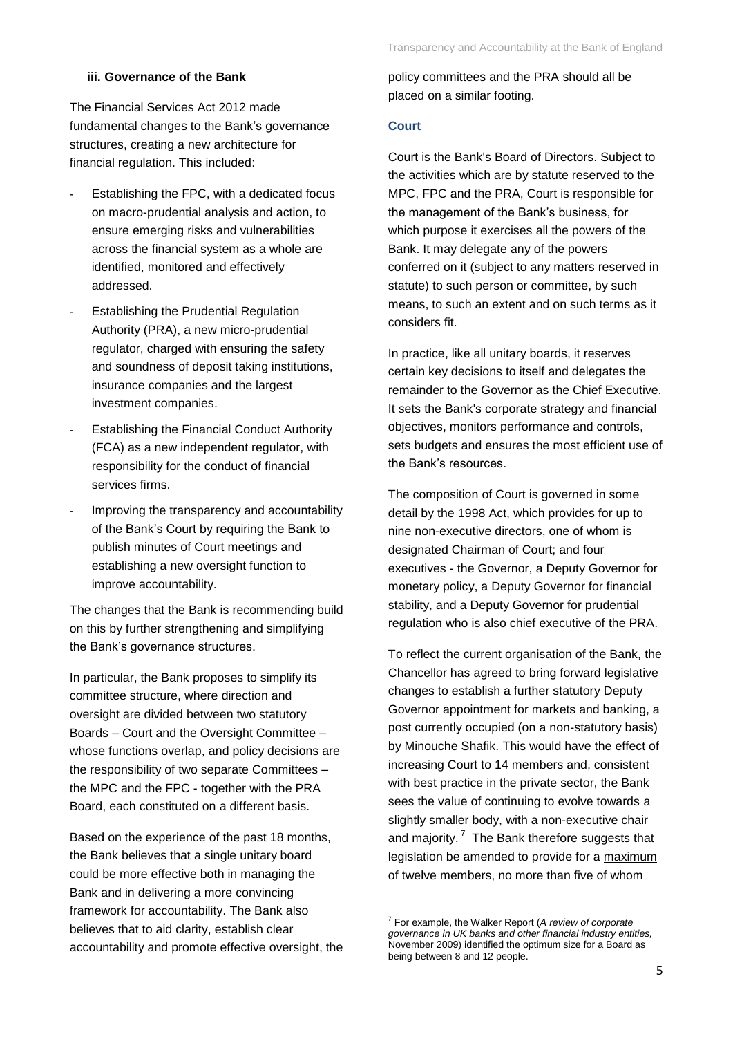### iii. Governance of the Bank

The Financial Services Act 2012 made fundamental changes to the Bank's governance structures, creating a new architecture for financial regulation. This included:

- Establishing the FPC, with a dedicated focus on macro-prudential analysis and action, to ensure emerging risks and vulnerabilities across the financial system as a whole are identified, monitored and effectively addressed.
- Establishing the Prudential Regulation Authority (PRA), a new micro-prudential regulator, charged with ensuring the safety and soundness of deposit taking institutions, insurance companies and the largest investment companies.
- Establishing the Financial Conduct Authority (FCA) as a new independent regulator, with responsibility for the conduct of financial services firms.
- Improving the transparency and accountability of the Bank's Court by requiring the Bank to publish minutes of Court meetings and establishing a new oversight function to improve accountability.

The changes that the Bank is recommending build on this by further strengthening and simplifying the Bank's governance structures.

In particular, the Bank proposes to simplify its committee structure, where direction and oversight are divided between two statutory Boards – Court and the Oversight Committee – whose functions overlap, and policy decisions are the responsibility of two separate Committees – the MPC and the FPC - together with the PRA Board, each constituted on a different basis.

Based on the experience of the past 18 months, the Bank believes that a single unitary board could be more effective both in managing the Bank and in delivering a more convincing framework for accountability. The Bank also believes that to aid clarity, establish clear accountability and promote effective oversight, the policy committees and the PRA should all be placed on a similar footing.

#### Court

Court is the Bank's Board of Directors. Subject to the activities which are by statute reserved to the MPC, FPC and the PRA, Court is responsible for the management of the Bank's business, for which purpose it exercises all the powers of the Bank. It may delegate any of the powers conferred on it (subject to any matters reserved in statute) to such person or committee, by such means, to such an extent and on such terms as it considers fit.

In practice, like all unitary boards, it reserves certain key decisions to itself and delegates the remainder to the Governor as the Chief Executive. It sets the Bank's corporate strategy and financial objectives, monitors performance and controls, sets budgets and ensures the most efficient use of the Bank's resources.

The composition of Court is governed in some detail by the 1998 Act, which provides for up to nine non-executive directors, one of whom is designated Chairman of Court; and four executives - the Governor, a Deputy Governor for monetary policy, a Deputy Governor for financial stability, and a Deputy Governor for prudential regulation who is also chief executive of the PRA.

To reflect the current organisation of the Bank, the Chancellor has agreed to bring forward legislative changes to establish a further statutory Deputy Governor appointment for markets and banking, a post currently occupied (on a non-statutory basis) by Minouche Shafik. This would have the effect of increasing Court to 14 members and, consistent with best practice in the private sector, the Bank sees the value of continuing to evolve towards a slightly smaller body, with a non-executive chair and majority.[7] The Bank therefore suggests that legislation be amended to provide for a maximum of twelve members, no more than five of whom

[7] For example, the Walker Report (*A review of corporate governance in UK banks and other financial industry entities,* November 2009) identified the optimum size for a Board as being between 8 and 12 people.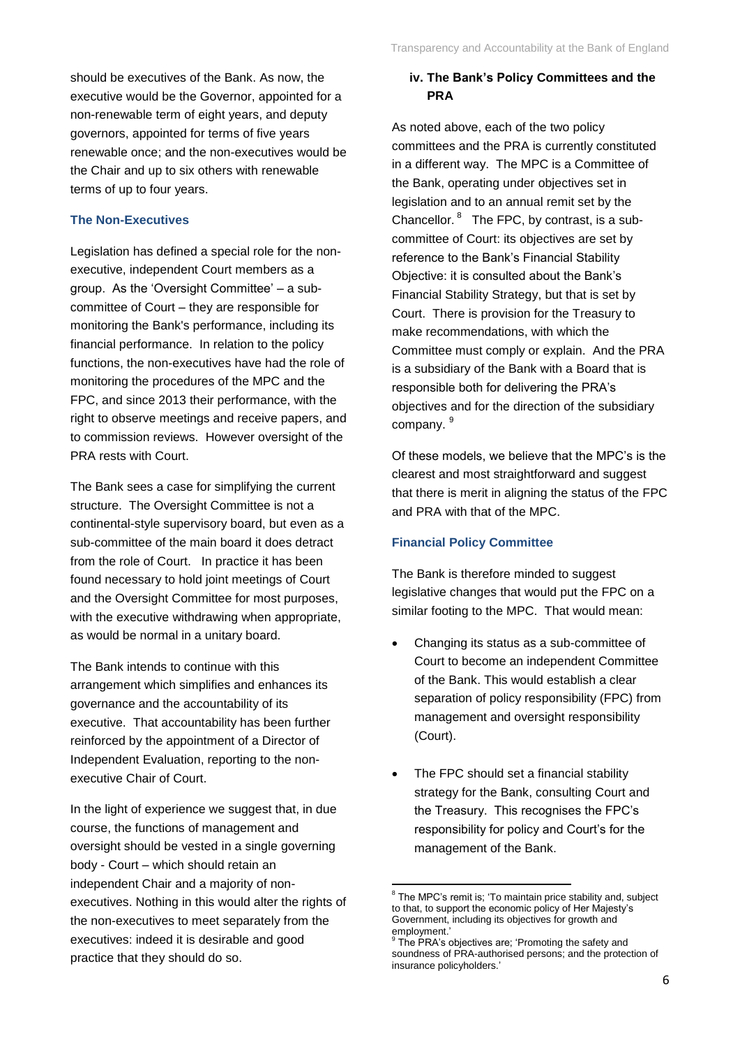should be executives of the Bank. As now, the executive would be the Governor, appointed for a non-renewable term of eight years, and deputy governors, appointed for terms of five years renewable once; and the non-executives would be the Chair and up to six others with renewable terms of up to four years.

### The Non-Executives

Legislation has defined a special role for the non-executive, independent Court members as a group. As the 'Oversight Committee' – a sub-committee of Court – they are responsible for monitoring the Bank's performance, including its financial performance. In relation to the policy functions, the non-executives have had the role of monitoring the procedures of the MPC and the FPC, and since 2013 their performance, with the right to observe meetings and receive papers, and to commission reviews. However oversight of the PRA rests with Court.

The Bank sees a case for simplifying the current structure. The Oversight Committee is not a continental-style supervisory board, but even as a sub-committee of the main board it does detract from the role of Court. In practice it has been found necessary to hold joint meetings of Court and the Oversight Committee for most purposes, with the executive withdrawing when appropriate, as would be normal in a unitary board.

The Bank intends to continue with this arrangement which simplifies and enhances its governance and the accountability of its executive. That accountability has been further reinforced by the appointment of a Director of Independent Evaluation, reporting to the non-executive Chair of Court.

In the light of experience we suggest that, in due course, the functions of management and oversight should be vested in a single governing body - Court – which should retain an independent Chair and a majority of non-executives. Nothing in this would alter the rights of the non-executives to meet separately from the executives: indeed it is desirable and good practice that they should do so.

## iv. The Bank's Policy Committees and the PRA

As noted above, each of the two policy committees and the PRA is currently constituted in a different way. The MPC is a Committee of the Bank, operating under objectives set in legislation and to an annual remit set by the Chancellor.[8] The FPC, by contrast, is a sub-committee of Court: its objectives are set by reference to the Bank's Financial Stability Objective: it is consulted about the Bank's Financial Stability Strategy, but that is set by Court. There is provision for the Treasury to make recommendations, with which the Committee must comply or explain. And the PRA is a subsidiary of the Bank with a Board that is responsible both for delivering the PRA's objectives and for the direction of the subsidiary company.[9]

Of these models, we believe that the MPC's is the clearest and most straightforward and suggest that there is merit in aligning the status of the FPC and PRA with that of the MPC.

### Financial Policy Committee

The Bank is therefore minded to suggest legislative changes that would put the FPC on a similar footing to the MPC. That would mean:

- Changing its status as a sub-committee of Court to become an independent Committee of the Bank. This would establish a clear separation of policy responsibility (FPC) from management and oversight responsibility (Court).
- The FPC should set a financial stability strategy for the Bank, consulting Court and the Treasury. This recognises the FPC's responsibility for policy and Court's for the management of the Bank.

---

[8] The MPC's remit is; 'To maintain price stability and, subject to that, to support the economic policy of Her Majesty's Government, including its objectives for growth and employment.'

[9] The PRA's objectives are; 'Promoting the safety and soundness of PRA-authorised persons; and the protection of insurance policyholders.'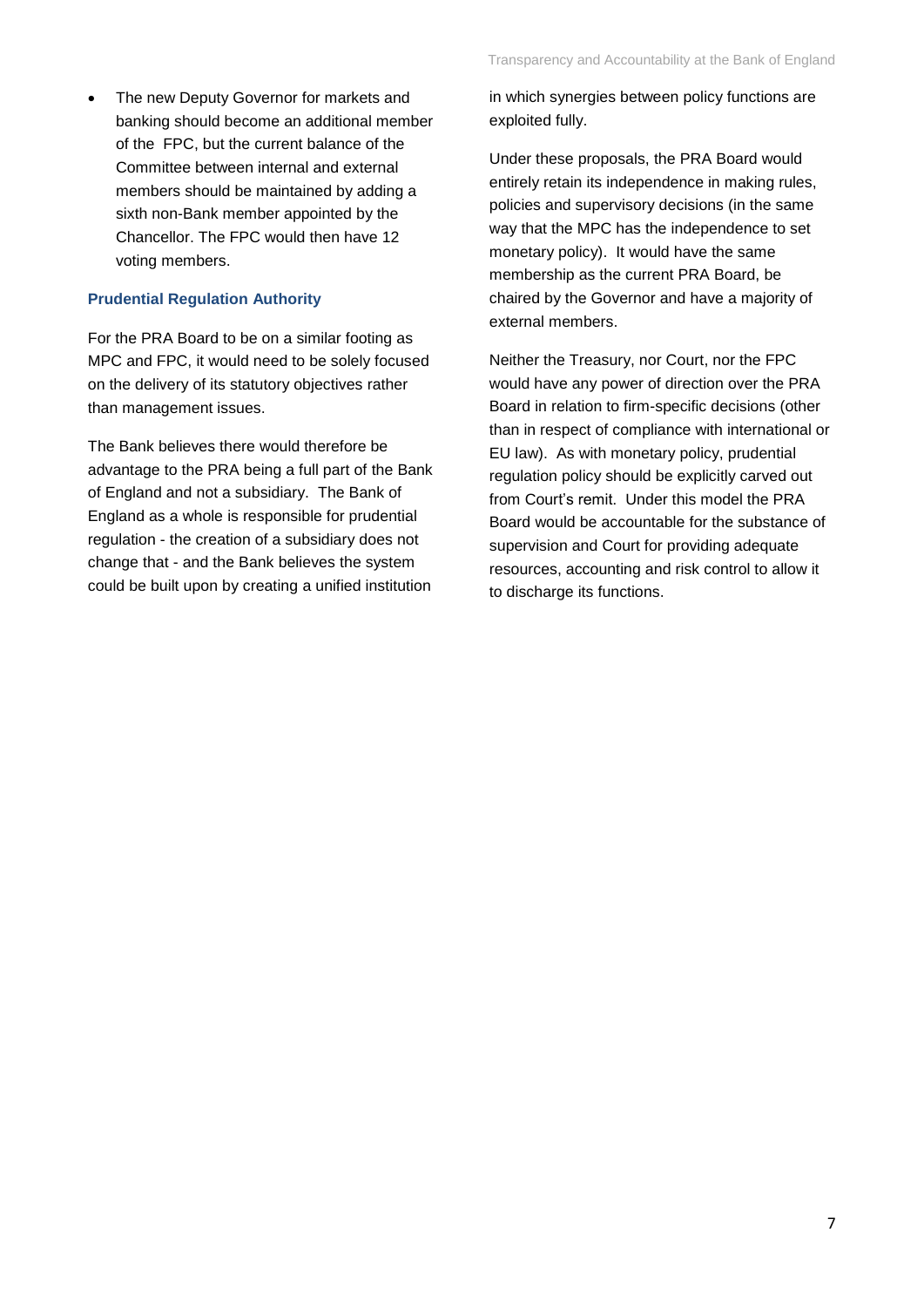- The new Deputy Governor for markets and banking should become an additional member of the FPC, but the current balance of the Committee between internal and external members should be maintained by adding a sixth non-Bank member appointed by the Chancellor. The FPC would then have 12 voting members.

### Prudential Regulation Authority

For the PRA Board to be on a similar footing as MPC and FPC, it would need to be solely focused on the delivery of its statutory objectives rather than management issues.

The Bank believes there would therefore be advantage to the PRA being a full part of the Bank of England and not a subsidiary. The Bank of England as a whole is responsible for prudential regulation - the creation of a subsidiary does not change that - and the Bank believes the system could be built upon by creating a unified institution in which synergies between policy functions are exploited fully.

Under these proposals, the PRA Board would entirely retain its independence in making rules, policies and supervisory decisions (in the same way that the MPC has the independence to set monetary policy). It would have the same membership as the current PRA Board, be chaired by the Governor and have a majority of external members.

Neither the Treasury, nor Court, nor the FPC would have any power of direction over the PRA Board in relation to firm-specific decisions (other than in respect of compliance with international or EU law). As with monetary policy, prudential regulation policy should be explicitly carved out from Court's remit. Under this model the PRA Board would be accountable for the substance of supervision and Court for providing adequate resources, accounting and risk control to allow it to discharge its functions.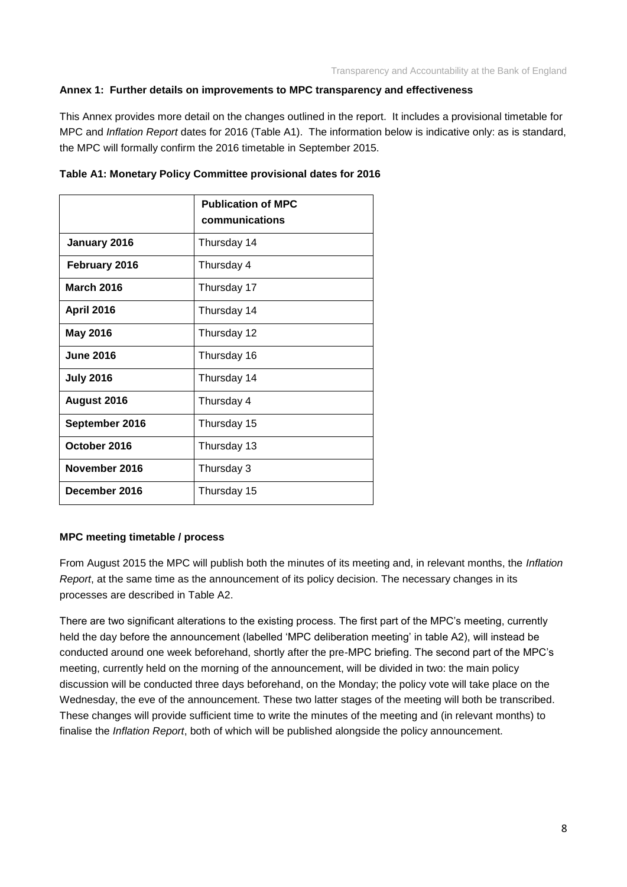### Annex 1: Further details on improvements to MPC transparency and effectiveness

This Annex provides more detail on the changes outlined in the report. It includes a provisional timetable for MPC and *Inflation Report* dates for 2016 (Table A1). The information below is indicative only: as is standard, the MPC will formally confirm the 2016 timetable in September 2015.

**Table A1: Monetary Policy Committee provisional dates for 2016**

| | **Publication of MPC communications** |
|---|---|
| **January 2016** | Thursday 14 |
| **February 2016** | Thursday 4 |
| **March 2016** | Thursday 17 |
| **April 2016** | Thursday 14 |
| **May 2016** | Thursday 12 |
| **June 2016** | Thursday 16 |
| **July 2016** | Thursday 14 |
| **August 2016** | Thursday 4 |
| **September 2016** | Thursday 15 |
| **October 2016** | Thursday 13 |
| **November 2016** | Thursday 3 |
| **December 2016** | Thursday 15 |

**MPC meeting timetable / process**

From August 2015 the MPC will publish both the minutes of its meeting and, in relevant months, the *Inflation Report*, at the same time as the announcement of its policy decision. The necessary changes in its processes are described in Table A2.

There are two significant alterations to the existing process. The first part of the MPC's meeting, currently held the day before the announcement (labelled 'MPC deliberation meeting' in table A2), will instead be conducted around one week beforehand, shortly after the pre-MPC briefing. The second part of the MPC's meeting, currently held on the morning of the announcement, will be divided in two: the main policy discussion will be conducted three days beforehand, on the Monday; the policy vote will take place on the Wednesday, the eve of the announcement. These two latter stages of the meeting will both be transcribed. These changes will provide sufficient time to write the minutes of the meeting and (in relevant months) to finalise the *Inflation Report*, both of which will be published alongside the policy announcement.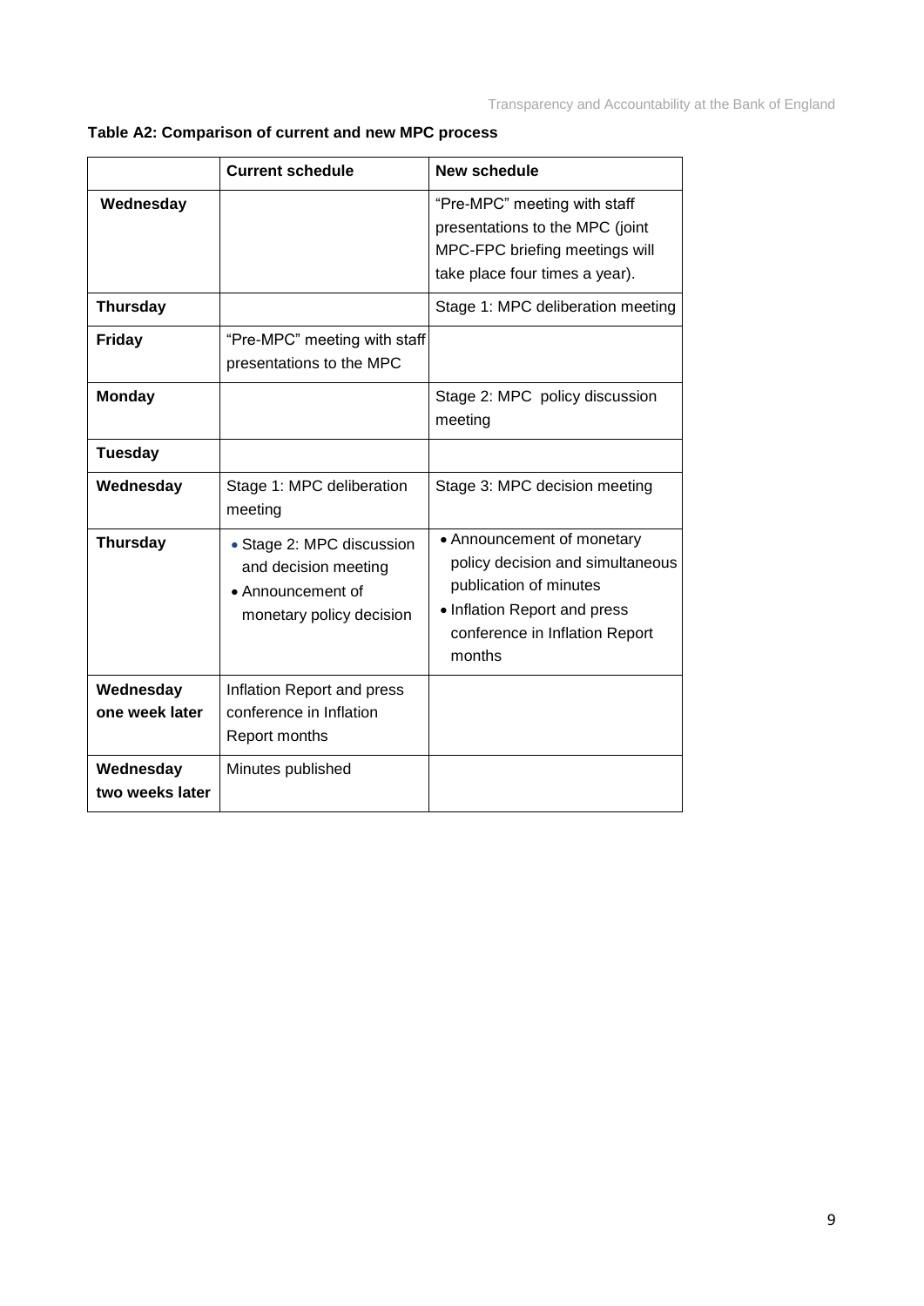**Table A2: Comparison of current and new MPC process**

| | Current schedule | New schedule |
|---|---|---|
| **Wednesday** | | "Pre-MPC" meeting with staff presentations to the MPC (joint MPC-FPC briefing meetings will take place four times a year). |
| **Thursday** | | Stage 1: MPC deliberation meeting |
| **Friday** | "Pre-MPC" meeting with staff presentations to the MPC | |
| **Monday** | | Stage 2: MPC policy discussion meeting |
| **Tuesday** | | |
| **Wednesday** | Stage 1: MPC deliberation meeting | Stage 3: MPC decision meeting |
| **Thursday** | • Stage 2: MPC discussion and decision meeting<br>• Announcement of monetary policy decision | • Announcement of monetary policy decision and simultaneous publication of minutes<br>• Inflation Report and press conference in Inflation Report months |
| **Wednesday one week later** | Inflation Report and press conference in Inflation Report months | |
| **Wednesday two weeks later** | Minutes published | |